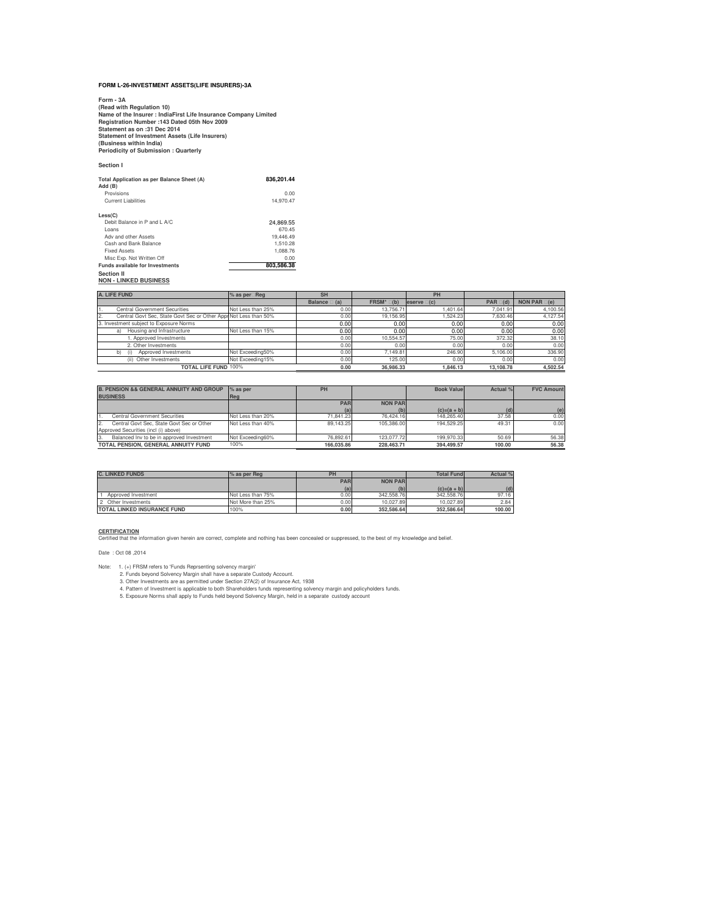**FORM L-26-INVESTMENT ASSETS(LIFE INSURERS)-3A**

**Form - 3A**
**(Read with Regulation 10)**
**Name of the Insurer : IndiaFirst Life Insurance Company Limited**
**Registration Number :143 Dated 05th Nov 2009**
**Statement as on :31 Dec 2014**
**Statement of Investment Assets (Life Insurers)**
**(Business within India)**
**Periodicity of Submission : Quarterly**

**Section I**

| | |
|---|---|
| **Total Application as per Balance Sheet (A)** | **836,201.44** |
| **Add (B)** | |
| Provisions | 0.00 |
| Current Liabilities | 14,970.47 |
| | |
| **Less(C)** | |
| Debit Balance in P and L A/C | 24,869.55 |
| Loans | 670.45 |
| Adv and other Assets | 19,446.49 |
| Cash and Bank Balance | 1,510.28 |
| Fixed Assets | 1,088.76 |
| Misc Exp. Not Written Off | 0.00 |
| **Funds available for Investments** | **803,586.38** |

**Section II**
**NON - LINKED BUSINESS**

| A. LIFE FUND | % as per Reg | SH | | PH | | |
|---|---|---|---|---|---|---|
| | | Balance (a) | FRSM* (b) | eserve (c) | PAR (d) | NON PAR (e) |
| 1. Central Government Securities | Not Less than 25% | 0.00 | 13,756.71 | 1,401.64 | 7,041.91 | 4,100.56 |
| 2. Central Govt Sec, State Govt Sec or Other Appr | Not Less than 50% | 0.00 | 19,156.95 | 1,524.23 | 7,630.46 | 4,127.54 |
| 3. Investment subject to Exposure Norms | | 0.00 | 0.00 | 0.00 | 0.00 | 0.00 |
| a) Housing and Infrastructure | Not Less than 15% | 0.00 | 0.00 | 0.00 | 0.00 | 0.00 |
| 1. Approved Investments | | 0.00 | 10,554.57 | 75.00 | 372.32 | 38.10 |
| 2. Other Investments | | 0.00 | 0.00 | 0.00 | 0.00 | 0.00 |
| b) (i) Approved Investments | Not Exceeding50% | 0.00 | 7,149.81 | 246.90 | 5,106.00 | 336.90 |
| (ii) Other Investments | Not Exceeding15% | 0.00 | 125.00 | 0.00 | 0.00 | 0.00 |
| **TOTAL LIFE FUND** | 100% | **0.00** | **36,986.33** | **1,846.13** | **13,108.78** | **4,502.54** |

| B. PENSION && GENERAL ANNUITY AND GROUP BUSINESS | % as per Reg | PH | | Book Value | Actual % | FVC Amount |
|---|---|---|---|---|---|---|
| | | PAR (a) | NON PAR (b) | (c)=(a + b) | (d) | (e) |
| 1. Central Government Securities | Not Less than 20% | 71,841.23 | 76,424.16 | 148,265.40 | 37.58 | 0.00 |
| 2. Central Govt Sec, State Govt Sec or Other Approved Securities (incl (i) above) | Not Less than 40% | 89,143.25 | 105,386.00 | 194,529.25 | 49.31 | 0.00 |
| 3. Balanced Inv to be in approved Investment | Not Exceeding60% | 76,892.61 | 123,077.72 | 199,970.33 | 50.69 | 56.38 |
| **TOTAL PENSION, GENERAL ANNUITY FUND** | 100% | **166,035.86** | **228,463.71** | **394,499.57** | **100.00** | **56.38** |

| C. LINKED FUNDS | % as per Reg | PH | | Total Fund | Actual % |
|---|---|---|---|---|---|
| | | PAR (a) | NON PAR (b) | (c)=(a + b) | (d) |
| 1 Approved Investment | Not Less than 75% | 0.00 | 342,558.76 | 342,558.76 | 97.16 |
| 2 Other Investments | Not More than 25% | 0.00 | 10,027.89 | 10,027.89 | 2.84 |
| **TOTAL LINKED INSURANCE FUND** | 100% | **0.00** | **352,586.64** | **352,586.64** | **100.00** |

**CERTIFICATION**
Certified that the information given herein are correct, complete and nothing has been concealed or suppressed, to the best of my knowledge and belief.

Date : Oct 08 ,2014

Note:
1. (+) FRSM refers to 'Funds Reprsenting solvency margin'
2. Funds beyond Solvency Margin shall have a separate Custody Account.
3. Other Investments are as permitted under Section 27A(2) of Insurance Act, 1938
4. Pattern of Investment is applicable to both Shareholders funds representing solvency margin and policyholders funds.
5. Exposure Norms shall apply to Funds held beyond Solvency Margin, held in a separate custody account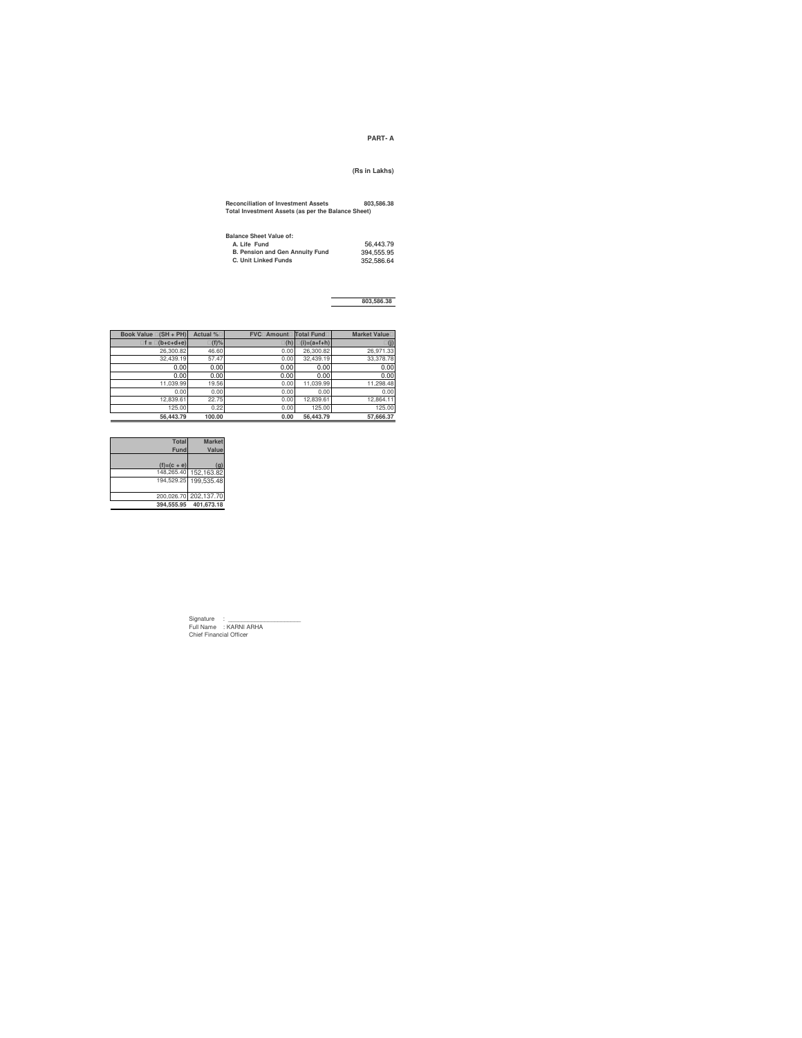**PART- A**

**(Rs in Lakhs)**

| | |
|---|---|
| **Reconciliation of Investment Assets** | **803,586.38** |
| **Total Investment Assets (as per the Balance Sheet)** | |

**Balance Sheet Value of:**

| | |
|---|---|
| **A. Life Fund** | 56,443.79 |
| **B. Pension and Gen Annuity Fund** | 394,555.95 |
| **C. Unit Linked Funds** | 352,586.64 |
| | **803,586.38** |

| Book Value (SH + PH) | Actual % | FVC Amount | Total Fund | Market Value |
|---|---|---|---|---|
| f = (b+c+d+e) | (f)% | (h) | (i)=(a+f+h) | (j) |
| 26,300.82 | 46.60 | 0.00 | 26,300.82 | 26,971.33 |
| 32,439.19 | 57.47 | 0.00 | 32,439.19 | 33,378.78 |
| 0.00 | 0.00 | 0.00 | 0.00 | 0.00 |
| 0.00 | 0.00 | 0.00 | 0.00 | 0.00 |
| 11,039.99 | 19.56 | 0.00 | 11,039.99 | 11,298.48 |
| 0.00 | 0.00 | 0.00 | 0.00 | 0.00 |
| 12,839.61 | 22.75 | 0.00 | 12,839.61 | 12,864.11 |
| 125.00 | 0.22 | 0.00 | 125.00 | 125.00 |
| **56,443.79** | **100.00** | **0.00** | **56,443.79** | **57,666.37** |

| Total Fund | Market Value |
|---|---|
| (f)=(c + e) | (g) |
| 148,265.40 | 152,163.82 |
| 194,529.25 | 199,535.48 |
| 200,026.70 | 202,137.70 |
| **394,555.95** | **401,673.18** |

Signature : ______________________

Full Name : KARNI ARHA

Chief Financial Officer